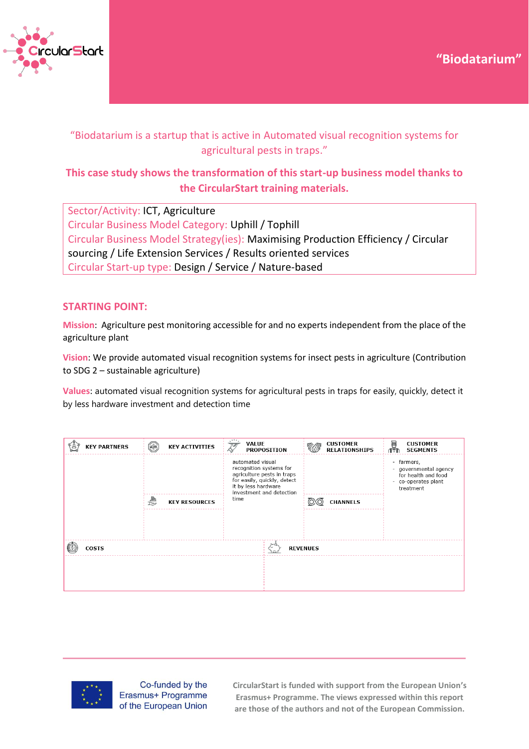# "Biodatarium"

"Biodatarium is a startup that is active in Automated visual recognition systems for agricultural pests in traps."

**This case study shows the transformation of this start-up business model thanks to the CircularStart training materials.**

Sector/Activity: ICT, Agriculture
Circular Business Model Category: Uphill / Tophill
Circular Business Model Strategy(ies): Maximising Production Efficiency / Circular sourcing / Life Extension Services / Results oriented services
Circular Start-up type: Design / Service / Nature-based

## STARTING POINT:

**Mission**: Agriculture pest monitoring accessible for and no experts independent from the place of the agriculture plant

**Vision**: We provide automated visual recognition systems for insect pests in agriculture (Contribution to SDG 2 – sustainable agriculture)

**Values**: automated visual recognition systems for agricultural pests in traps for easily, quickly, detect it by less hardware investment and detection time

| KEY PARTNERS | KEY ACTIVITIES | VALUE PROPOSITION | CUSTOMER RELATIONSHIPS | CUSTOMER SEGMENTS |
|---|---|---|---|---|
| | | automated visual recognition systems for agriculture pests in traps for easily, quickly, detect it by less hardware investment and detection time | | - farmers,<br>- governmental agency for health and food<br>- co-operates plant treatment |
| | KEY RESOURCES | | CHANNELS | |
| | | | | |
| COSTS | | REVENUES | | |
| | | | | |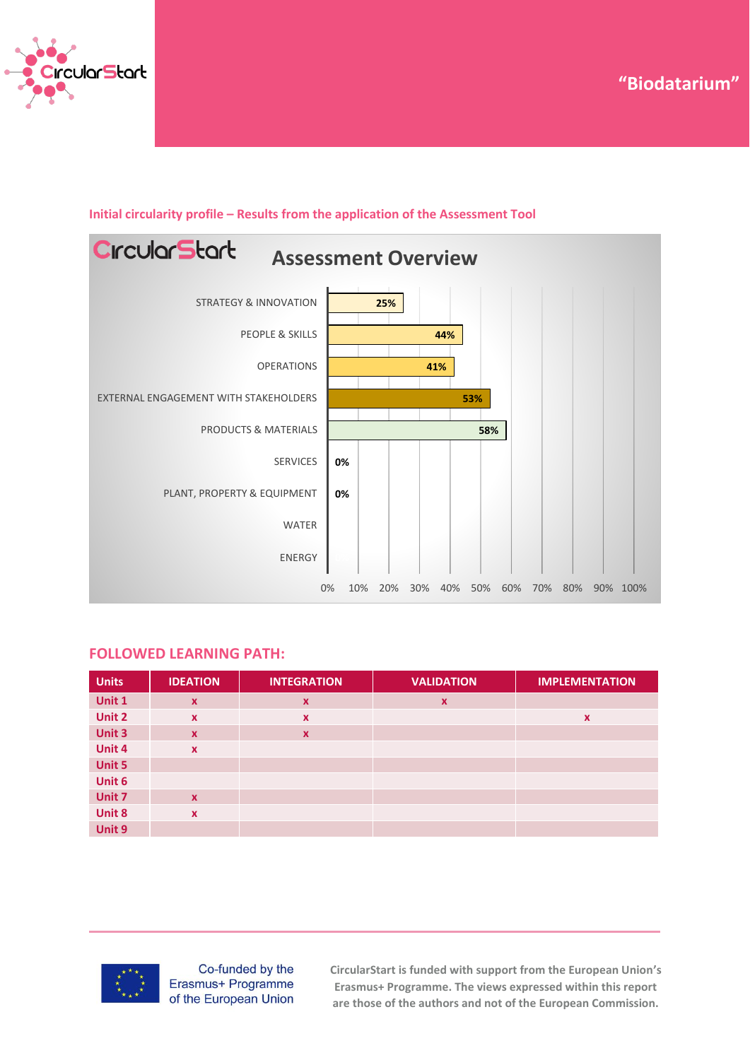"Biodatarium"

Initial circularity profile – Results from the application of the Assessment Tool

CircularStart — Assessment Overview

| Area | Score |
|---|---|
| STRATEGY & INNOVATION | 25% |
| PEOPLE & SKILLS | 44% |
| OPERATIONS | 41% |
| EXTERNAL ENGAGEMENT WITH STAKEHOLDERS | 53% |
| PRODUCTS & MATERIALS | 58% |
| SERVICES | 0% |
| PLANT, PROPERTY & EQUIPMENT | 0% |
| WATER | |
| ENERGY | |

## FOLLOWED LEARNING PATH:

| Units | IDEATION | INTEGRATION | VALIDATION | IMPLEMENTATION |
|---|---|---|---|---|
| Unit 1 | x | x | x | |
| Unit 2 | x | x | | x |
| Unit 3 | x | x | | |
| Unit 4 | x | | | |
| Unit 5 | | | | |
| Unit 6 | | | | |
| Unit 7 | x | | | |
| Unit 8 | x | | | |
| Unit 9 | | | | |

Co-funded by the Erasmus+ Programme of the European Union

CircularStart is funded with support from the European Union's Erasmus+ Programme. The views expressed within this report are those of the authors and not of the European Commission.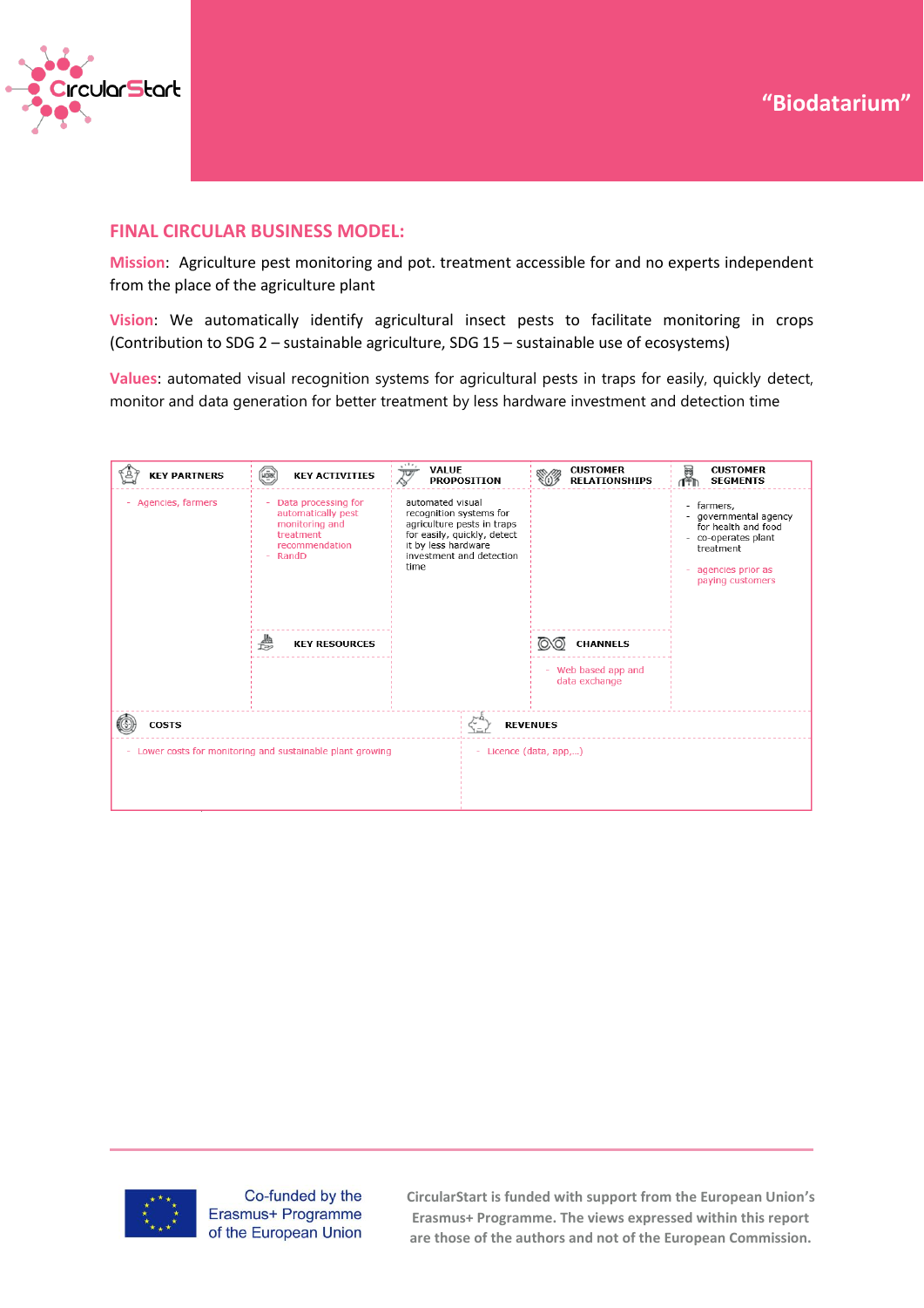"Biodatarium"

## FINAL CIRCULAR BUSINESS MODEL:

**Mission**: Agriculture pest monitoring and pot. treatment accessible for and no experts independent from the place of the agriculture plant

**Vision**: We automatically identify agricultural insect pests to facilitate monitoring in crops (Contribution to SDG 2 – sustainable agriculture, SDG 15 – sustainable use of ecosystems)

**Values**: automated visual recognition systems for agricultural pests in traps for easily, quickly detect, monitor and data generation for better treatment by less hardware investment and detection time

| KEY PARTNERS | KEY ACTIVITIES | VALUE PROPOSITION | CUSTOMER RELATIONSHIPS | CUSTOMER SEGMENTS |
|---|---|---|---|---|
| - Agencies, farmers | - Data processing for automatically pest monitoring and treatment recommendation<br>- RandD | automated visual recognition systems for agriculture pests in traps for easily, quickly, detect it by less hardware investment and detection time | | - farmers,<br>- governmental agency for health and food<br>- co-operates plant treatment<br><br>- agencies prior as paying customers |
| | **KEY RESOURCES** | | **CHANNELS** | |
| | | | - Web based app and data exchange | |

| COSTS | REVENUES |
|---|---|
| - Lower costs for monitoring and sustainable plant growing | - Licence (data, app,...) |

Co-funded by the Erasmus+ Programme of the European Union

CircularStart is funded with support from the European Union's Erasmus+ Programme. The views expressed within this report are those of the authors and not of the European Commission.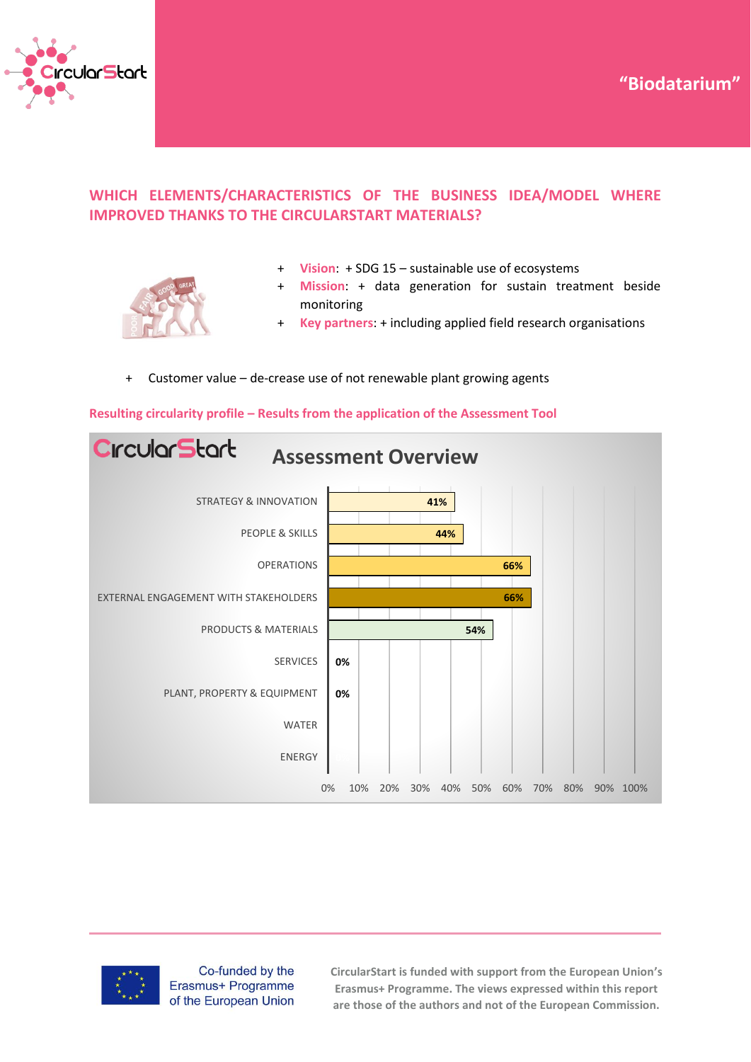"Biodatarium"

## WHICH ELEMENTS/CHARACTERISTICS OF THE BUSINESS IDEA/MODEL WHERE IMPROVED THANKS TO THE CIRCULARSTART MATERIALS?

- + **Vision**: + SDG 15 – sustainable use of ecosystems
- + **Mission**: + data generation for sustain treatment beside monitoring
- + **Key partners**: + including applied field research organisations

- + Customer value – de-crease use of not renewable plant growing agents

**Resulting circularity profile – Results from the application of the Assessment Tool**

**Assessment Overview**

| Category | Score |
|---|---|
| STRATEGY & INNOVATION | 41% |
| PEOPLE & SKILLS | 44% |
| OPERATIONS | 66% |
| EXTERNAL ENGAGEMENT WITH STAKEHOLDERS | 66% |
| PRODUCTS & MATERIALS | 54% |
| SERVICES | 0% |
| PLANT, PROPERTY & EQUIPMENT | 0% |
| WATER | |
| ENERGY | |

Co-funded by the Erasmus+ Programme of the European Union

CircularStart is funded with support from the European Union's Erasmus+ Programme. The views expressed within this report are those of the authors and not of the European Commission.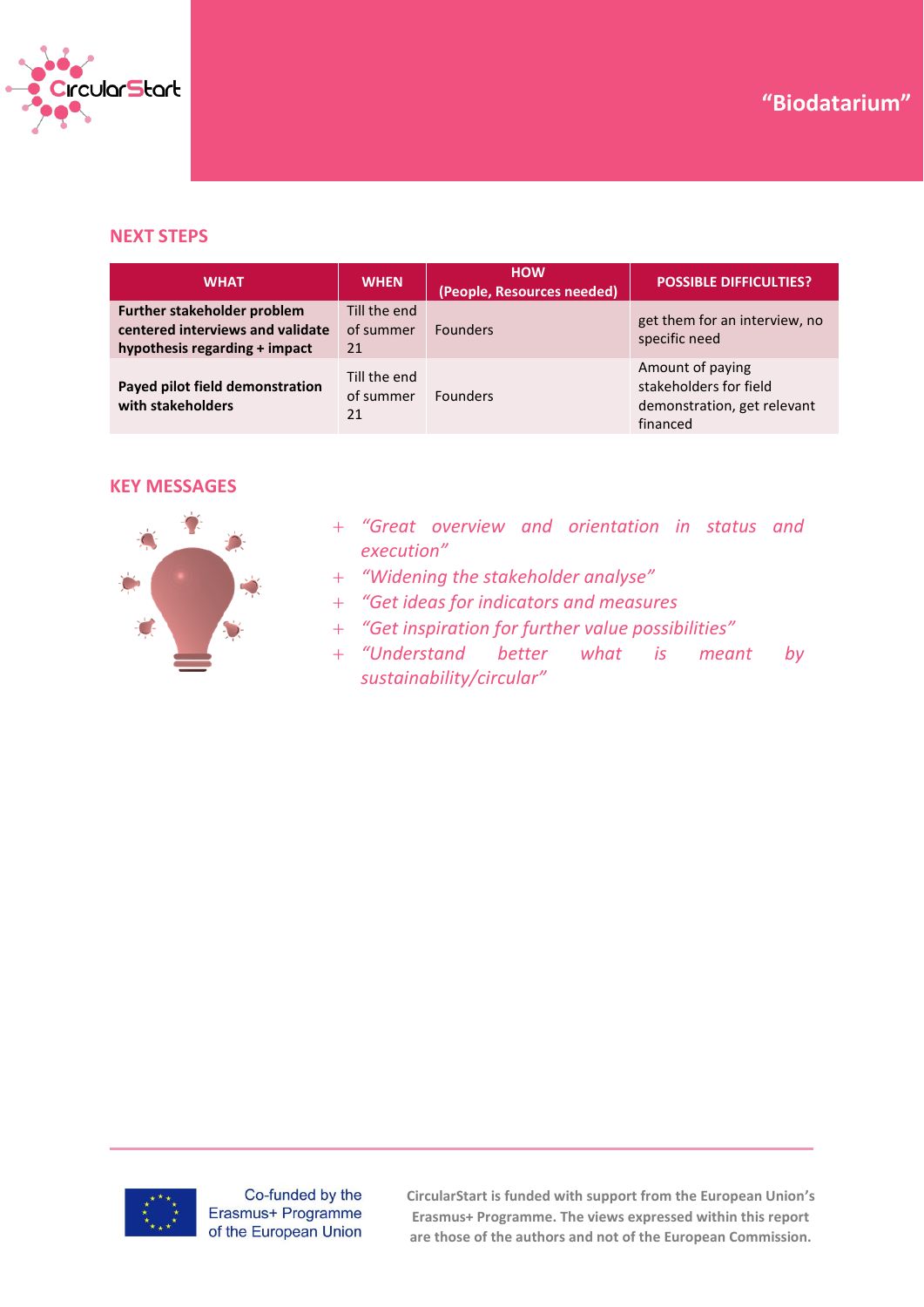“Biodatarium”

## NEXT STEPS

| WHAT | WHEN | HOW (People, Resources needed) | POSSIBLE DIFFICULTIES? |
|---|---|---|---|
| **Further stakeholder problem centered interviews and validate hypothesis regarding + impact** | Till the end of summer 21 | Founders | get them for an interview, no specific need |
| **Payed pilot field demonstration with stakeholders** | Till the end of summer 21 | Founders | Amount of paying stakeholders for field demonstration, get relevant financed |

## KEY MESSAGES

- *“Great overview and orientation in status and execution”*
- *“Widening the stakeholder analyse”*
- *“Get ideas for indicators and measures*
- *“Get inspiration for further value possibilities”*
- *“Understand better what is meant by sustainability/circular”*

Co-funded by the Erasmus+ Programme of the European Union

**CircularStart is funded with support from the European Union’s Erasmus+ Programme. The views expressed within this report are those of the authors and not of the European Commission.**